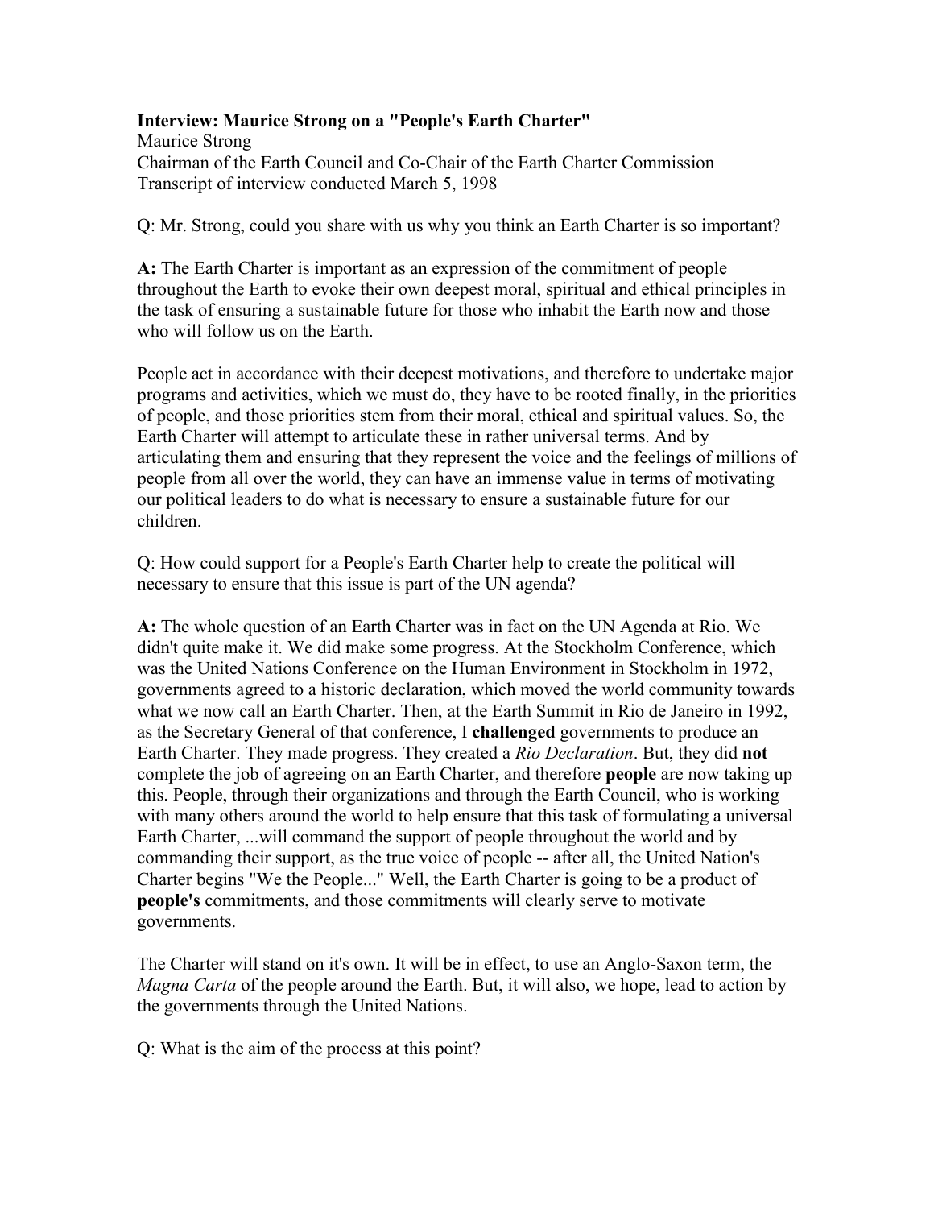**Interview: Maurice Strong on a "People's Earth Charter"**
Maurice Strong
Chairman of the Earth Council and Co-Chair of the Earth Charter Commission
Transcript of interview conducted March 5, 1998

Q: Mr. Strong, could you share with us why you think an Earth Charter is so important?

**A:** The Earth Charter is important as an expression of the commitment of people throughout the Earth to evoke their own deepest moral, spiritual and ethical principles in the task of ensuring a sustainable future for those who inhabit the Earth now and those who will follow us on the Earth.

People act in accordance with their deepest motivations, and therefore to undertake major programs and activities, which we must do, they have to be rooted finally, in the priorities of people, and those priorities stem from their moral, ethical and spiritual values. So, the Earth Charter will attempt to articulate these in rather universal terms. And by articulating them and ensuring that they represent the voice and the feelings of millions of people from all over the world, they can have an immense value in terms of motivating our political leaders to do what is necessary to ensure a sustainable future for our children.

Q: How could support for a People's Earth Charter help to create the political will necessary to ensure that this issue is part of the UN agenda?

**A:** The whole question of an Earth Charter was in fact on the UN Agenda at Rio. We didn't quite make it. We did make some progress. At the Stockholm Conference, which was the United Nations Conference on the Human Environment in Stockholm in 1972, governments agreed to a historic declaration, which moved the world community towards what we now call an Earth Charter. Then, at the Earth Summit in Rio de Janeiro in 1992, as the Secretary General of that conference, I **challenged** governments to produce an Earth Charter. They made progress. They created a *Rio Declaration*. But, they did **not** complete the job of agreeing on an Earth Charter, and therefore **people** are now taking up this. People, through their organizations and through the Earth Council, who is working with many others around the world to help ensure that this task of formulating a universal Earth Charter, ...will command the support of people throughout the world and by commanding their support, as the true voice of people -- after all, the United Nation's Charter begins "We the People..." Well, the Earth Charter is going to be a product of **people's** commitments, and those commitments will clearly serve to motivate governments.

The Charter will stand on it's own. It will be in effect, to use an Anglo-Saxon term, the *Magna Carta* of the people around the Earth. But, it will also, we hope, lead to action by the governments through the United Nations.

Q: What is the aim of the process at this point?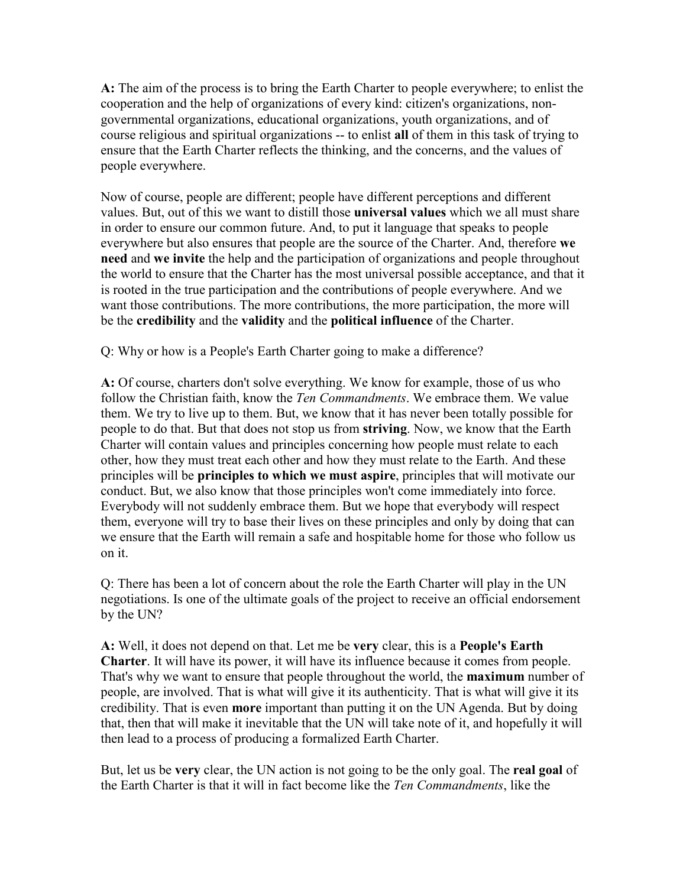**A:** The aim of the process is to bring the Earth Charter to people everywhere; to enlist the cooperation and the help of organizations of every kind: citizen's organizations, non-governmental organizations, educational organizations, youth organizations, and of course religious and spiritual organizations -- to enlist **all** of them in this task of trying to ensure that the Earth Charter reflects the thinking, and the concerns, and the values of people everywhere.

Now of course, people are different; people have different perceptions and different values. But, out of this we want to distill those **universal values** which we all must share in order to ensure our common future. And, to put it language that speaks to people everywhere but also ensures that people are the source of the Charter. And, therefore **we need** and **we invite** the help and the participation of organizations and people throughout the world to ensure that the Charter has the most universal possible acceptance, and that it is rooted in the true participation and the contributions of people everywhere. And we want those contributions. The more contributions, the more participation, the more will be the **credibility** and the **validity** and the **political influence** of the Charter.

Q: Why or how is a People's Earth Charter going to make a difference?

**A:** Of course, charters don't solve everything. We know for example, those of us who follow the Christian faith, know the *Ten Commandments*. We embrace them. We value them. We try to live up to them. But, we know that it has never been totally possible for people to do that. But that does not stop us from **striving**. Now, we know that the Earth Charter will contain values and principles concerning how people must relate to each other, how they must treat each other and how they must relate to the Earth. And these principles will be **principles to which we must aspire**, principles that will motivate our conduct. But, we also know that those principles won't come immediately into force. Everybody will not suddenly embrace them. But we hope that everybody will respect them, everyone will try to base their lives on these principles and only by doing that can we ensure that the Earth will remain a safe and hospitable home for those who follow us on it.

Q: There has been a lot of concern about the role the Earth Charter will play in the UN negotiations. Is one of the ultimate goals of the project to receive an official endorsement by the UN?

**A:** Well, it does not depend on that. Let me be **very** clear, this is a **People's Earth Charter**. It will have its power, it will have its influence because it comes from people. That's why we want to ensure that people throughout the world, the **maximum** number of people, are involved. That is what will give it its authenticity. That is what will give it its credibility. That is even **more** important than putting it on the UN Agenda. But by doing that, then that will make it inevitable that the UN will take note of it, and hopefully it will then lead to a process of producing a formalized Earth Charter.

But, let us be **very** clear, the UN action is not going to be the only goal. The **real goal** of the Earth Charter is that it will in fact become like the *Ten Commandments*, like the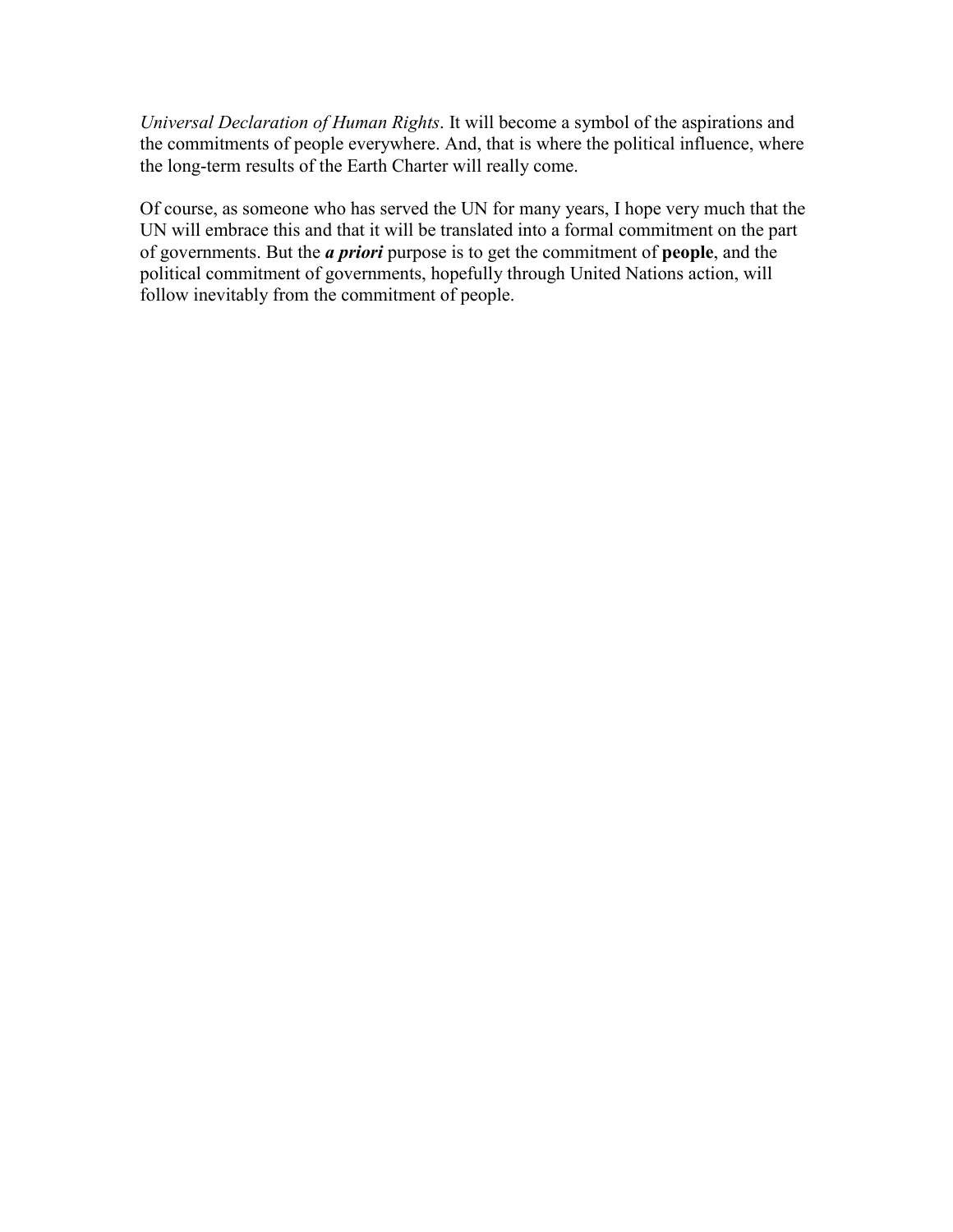*Universal Declaration of Human Rights*. It will become a symbol of the aspirations and the commitments of people everywhere. And, that is where the political influence, where the long-term results of the Earth Charter will really come.

Of course, as someone who has served the UN for many years, I hope very much that the UN will embrace this and that it will be translated into a formal commitment on the part of governments. But the ***a priori*** purpose is to get the commitment of **people**, and the political commitment of governments, hopefully through United Nations action, will follow inevitably from the commitment of people.